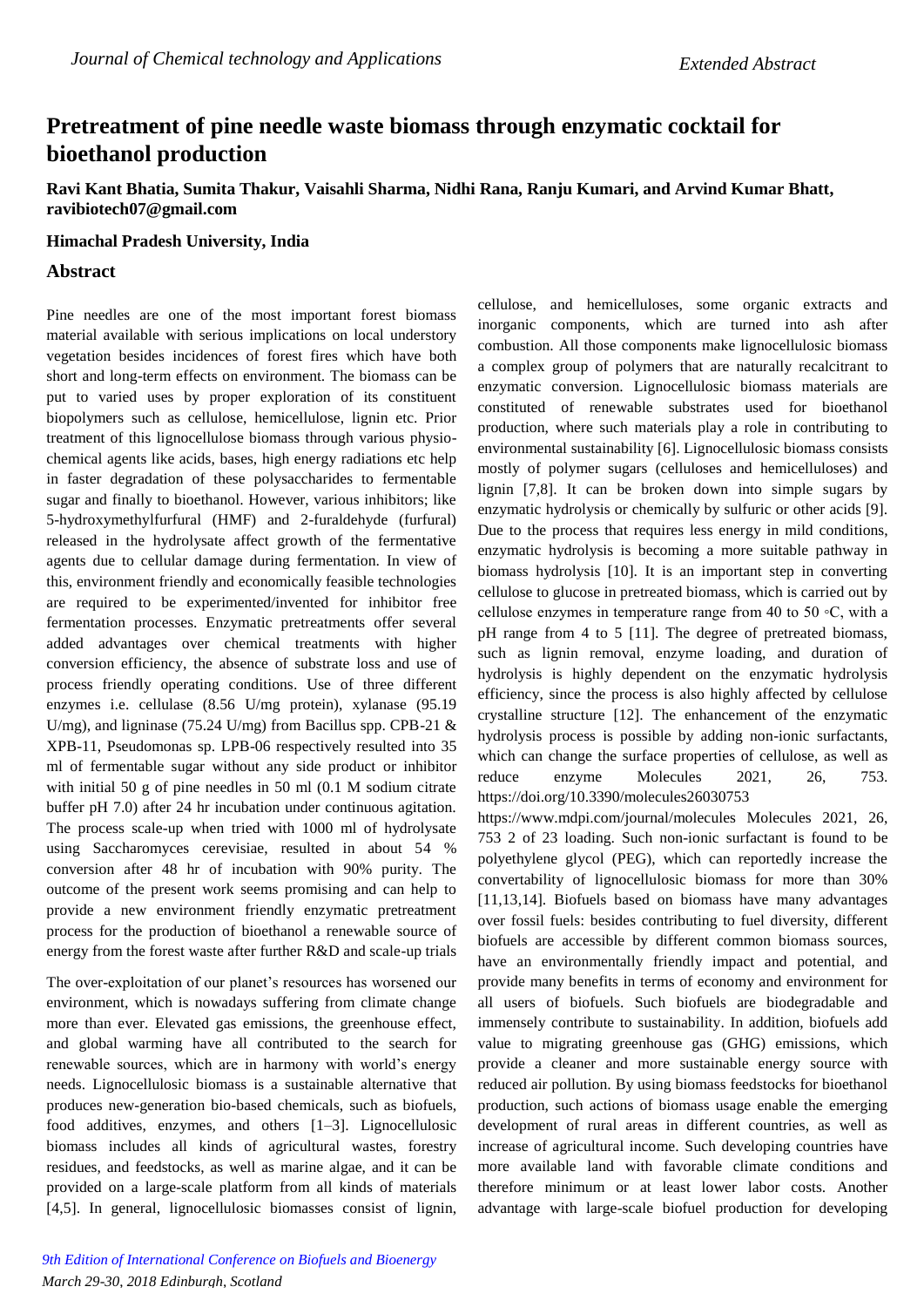# Pretreatment of pine needle waste biomass through enzymatic cocktail for bioethanol production

**Ravi Kant Bhatia, Sumita Thakur, Vaisahli Sharma, Nidhi Rana, Ranju Kumari, and Arvind Kumar Bhatt, ravibiotech07@gmail.com**

**Himachal Pradesh University, India**

## Abstract

Pine needles are one of the most important forest biomass material available with serious implications on local understory vegetation besides incidences of forest fires which have both short and long-term effects on environment. The biomass can be put to varied uses by proper exploration of its constituent biopolymers such as cellulose, hemicellulose, lignin etc. Prior treatment of this lignocellulose biomass through various physio-chemical agents like acids, bases, high energy radiations etc help in faster degradation of these polysaccharides to fermentable sugar and finally to bioethanol. However, various inhibitors; like 5-hydroxymethylfurfural (HMF) and 2-furaldehyde (furfural) released in the hydrolysate affect growth of the fermentative agents due to cellular damage during fermentation. In view of this, environment friendly and economically feasible technologies are required to be experimented/invented for inhibitor free fermentation processes. Enzymatic pretreatments offer several added advantages over chemical treatments with higher conversion efficiency, the absence of substrate loss and use of process friendly operating conditions. Use of three different enzymes i.e. cellulase (8.56 U/mg protein), xylanase (95.19 U/mg), and ligninase (75.24 U/mg) from Bacillus spp. CPB-21 & XPB-11, Pseudomonas sp. LPB-06 respectively resulted into 35 ml of fermentable sugar without any side product or inhibitor with initial 50 g of pine needles in 50 ml (0.1 M sodium citrate buffer pH 7.0) after 24 hr incubation under continuous agitation. The process scale-up when tried with 1000 ml of hydrolysate using Saccharomyces cerevisiae, resulted in about 54 % conversion after 48 hr of incubation with 90% purity. The outcome of the present work seems promising and can help to provide a new environment friendly enzymatic pretreatment process for the production of bioethanol a renewable source of energy from the forest waste after further R&D and scale-up trials

The over-exploitation of our planet's resources has worsened our environment, which is nowadays suffering from climate change more than ever. Elevated gas emissions, the greenhouse effect, and global warming have all contributed to the search for renewable sources, which are in harmony with world's energy needs. Lignocellulosic biomass is a sustainable alternative that produces new-generation bio-based chemicals, such as biofuels, food additives, enzymes, and others [1–3]. Lignocellulosic biomass includes all kinds of agricultural wastes, forestry residues, and feedstocks, as well as marine algae, and it can be provided on a large-scale platform from all kinds of materials [4,5]. In general, lignocellulosic biomasses consist of lignin, cellulose, and hemicelluloses, some organic extracts and inorganic components, which are turned into ash after combustion. All those components make lignocellulosic biomass a complex group of polymers that are naturally recalcitrant to enzymatic conversion. Lignocellulosic biomass materials are constituted of renewable substrates used for bioethanol production, where such materials play a role in contributing to environmental sustainability [6]. Lignocellulosic biomass consists mostly of polymer sugars (celluloses and hemicelluloses) and lignin [7,8]. It can be broken down into simple sugars by enzymatic hydrolysis or chemically by sulfuric or other acids [9]. Due to the process that requires less energy in mild conditions, enzymatic hydrolysis is becoming a more suitable pathway in biomass hydrolysis [10]. It is an important step in converting cellulose to glucose in pretreated biomass, which is carried out by cellulose enzymes in temperature range from 40 to 50 ◦C, with a pH range from 4 to 5 [11]. The degree of pretreated biomass, such as lignin removal, enzyme loading, and duration of hydrolysis is highly dependent on the enzymatic hydrolysis efficiency, since the process is also highly affected by cellulose crystalline structure [12]. The enhancement of the enzymatic hydrolysis process is possible by adding non-ionic surfactants, which can change the surface properties of cellulose, as well as reduce enzyme Molecules 2021, 26, 753. https://doi.org/10.3390/molecules26030753

https://www.mdpi.com/journal/molecules Molecules 2021, 26, 753 2 of 23 loading. Such non-ionic surfactant is found to be polyethylene glycol (PEG), which can reportedly increase the convertability of lignocellulosic biomass for more than 30% [11,13,14]. Biofuels based on biomass have many advantages over fossil fuels: besides contributing to fuel diversity, different biofuels are accessible by different common biomass sources, have an environmentally friendly impact and potential, and provide many benefits in terms of economy and environment for all users of biofuels. Such biofuels are biodegradable and immensely contribute to sustainability. In addition, biofuels add value to migrating greenhouse gas (GHG) emissions, which provide a cleaner and more sustainable energy source with reduced air pollution. By using biomass feedstocks for bioethanol production, such actions of biomass usage enable the emerging development of rural areas in different countries, as well as increase of agricultural income. Such developing countries have more available land with favorable climate conditions and therefore minimum or at least lower labor costs. Another advantage with large-scale biofuel production for developing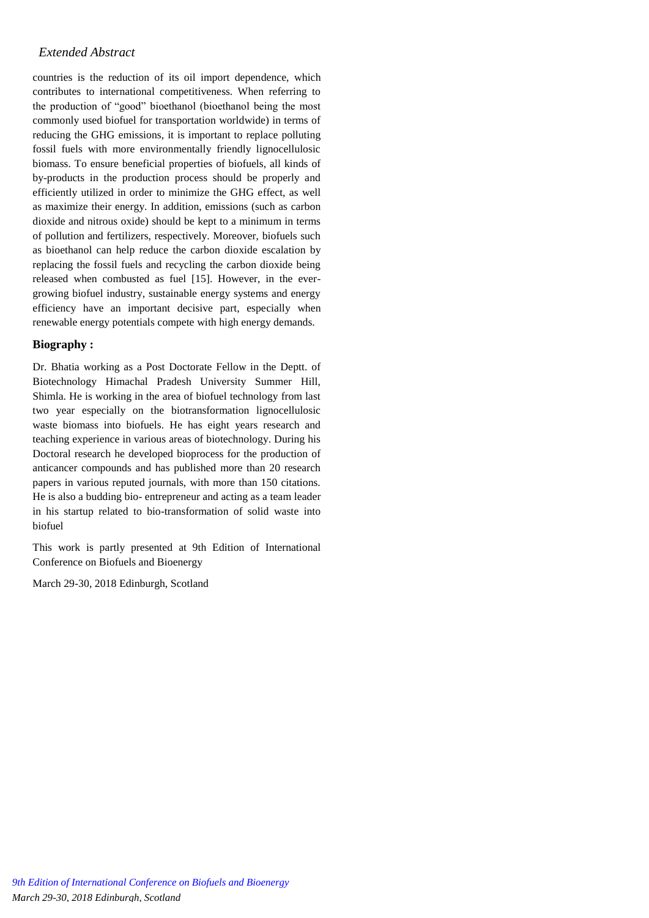countries is the reduction of its oil import dependence, which contributes to international competitiveness. When referring to the production of "good" bioethanol (bioethanol being the most commonly used biofuel for transportation worldwide) in terms of reducing the GHG emissions, it is important to replace polluting fossil fuels with more environmentally friendly lignocellulosic biomass. To ensure beneficial properties of biofuels, all kinds of by-products in the production process should be properly and efficiently utilized in order to minimize the GHG effect, as well as maximize their energy. In addition, emissions (such as carbon dioxide and nitrous oxide) should be kept to a minimum in terms of pollution and fertilizers, respectively. Moreover, biofuels such as bioethanol can help reduce the carbon dioxide escalation by replacing the fossil fuels and recycling the carbon dioxide being released when combusted as fuel [15]. However, in the ever-growing biofuel industry, sustainable energy systems and energy efficiency have an important decisive part, especially when renewable energy potentials compete with high energy demands.

**Biography :**

Dr. Bhatia working as a Post Doctorate Fellow in the Deptt. of Biotechnology Himachal Pradesh University Summer Hill, Shimla. He is working in the area of biofuel technology from last two year especially on the biotransformation lignocellulosic waste biomass into biofuels. He has eight years research and teaching experience in various areas of biotechnology. During his Doctoral research he developed bioprocess for the production of anticancer compounds and has published more than 20 research papers in various reputed journals, with more than 150 citations. He is also a budding bio- entrepreneur and acting as a team leader in his startup related to bio-transformation of solid waste into biofuel

This work is partly presented at 9th Edition of International Conference on Biofuels and Bioenergy

March 29-30, 2018 Edinburgh, Scotland